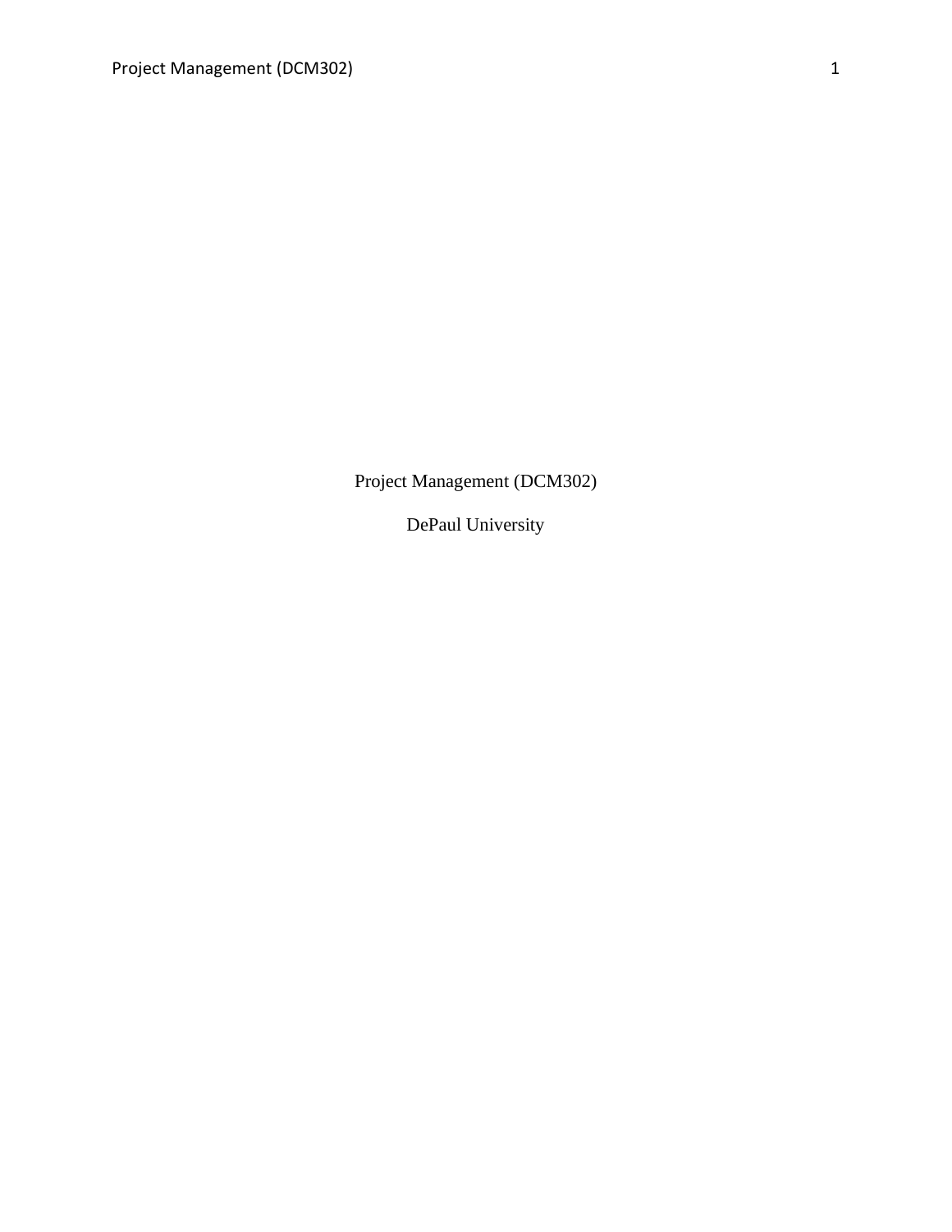Project Management (DCM302)

DePaul University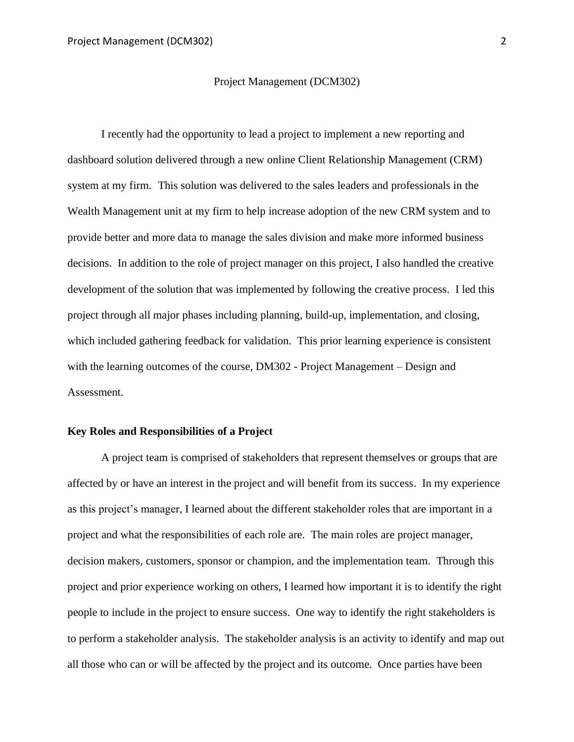Project Management (DCM302)

I recently had the opportunity to lead a project to implement a new reporting and dashboard solution delivered through a new online Client Relationship Management (CRM) system at my firm. This solution was delivered to the sales leaders and professionals in the Wealth Management unit at my firm to help increase adoption of the new CRM system and to provide better and more data to manage the sales division and make more informed business decisions. In addition to the role of project manager on this project, I also handled the creative development of the solution that was implemented by following the creative process. I led this project through all major phases including planning, build-up, implementation, and closing, which included gathering feedback for validation. This prior learning experience is consistent with the learning outcomes of the course, DM302 - Project Management – Design and Assessment.

**Key Roles and Responsibilities of a Project**

A project team is comprised of stakeholders that represent themselves or groups that are affected by or have an interest in the project and will benefit from its success. In my experience as this project's manager, I learned about the different stakeholder roles that are important in a project and what the responsibilities of each role are. The main roles are project manager, decision makers, customers, sponsor or champion, and the implementation team. Through this project and prior experience working on others, I learned how important it is to identify the right people to include in the project to ensure success. One way to identify the right stakeholders is to perform a stakeholder analysis. The stakeholder analysis is an activity to identify and map out all those who can or will be affected by the project and its outcome. Once parties have been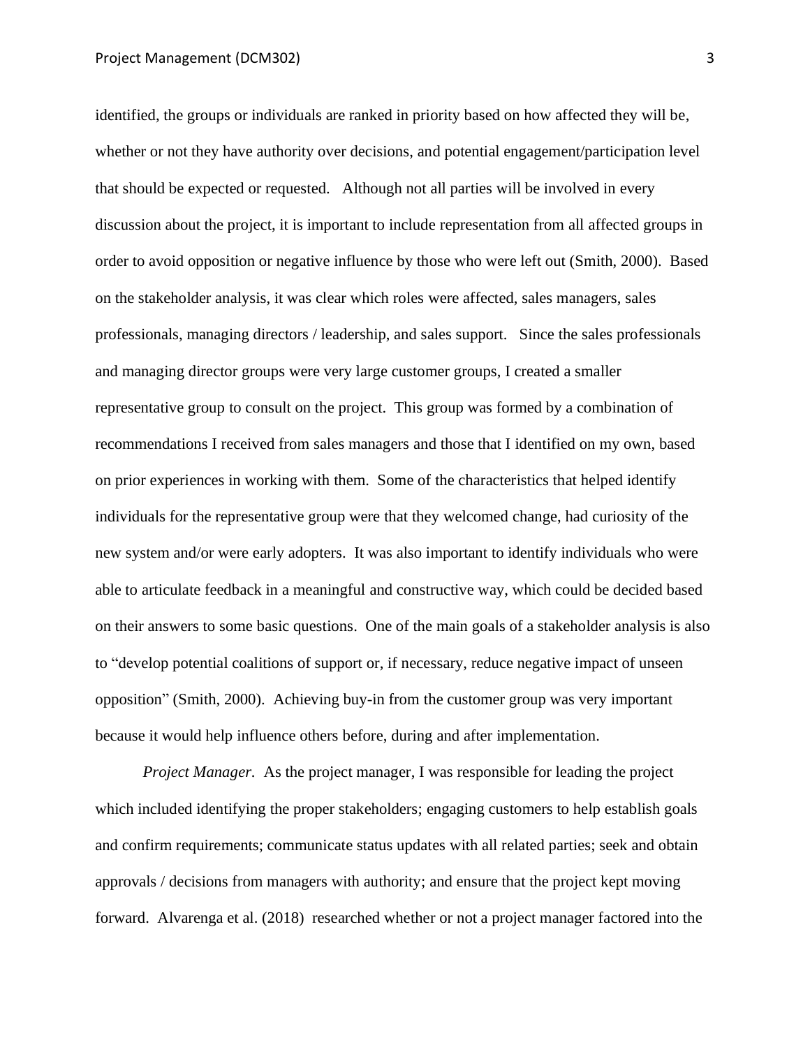identified, the groups or individuals are ranked in priority based on how affected they will be, whether or not they have authority over decisions, and potential engagement/participation level that should be expected or requested. Although not all parties will be involved in every discussion about the project, it is important to include representation from all affected groups in order to avoid opposition or negative influence by those who were left out (Smith, 2000). Based on the stakeholder analysis, it was clear which roles were affected, sales managers, sales professionals, managing directors / leadership, and sales support. Since the sales professionals and managing director groups were very large customer groups, I created a smaller representative group to consult on the project. This group was formed by a combination of recommendations I received from sales managers and those that I identified on my own, based on prior experiences in working with them. Some of the characteristics that helped identify individuals for the representative group were that they welcomed change, had curiosity of the new system and/or were early adopters. It was also important to identify individuals who were able to articulate feedback in a meaningful and constructive way, which could be decided based on their answers to some basic questions. One of the main goals of a stakeholder analysis is also to "develop potential coalitions of support or, if necessary, reduce negative impact of unseen opposition" (Smith, 2000). Achieving buy-in from the customer group was very important because it would help influence others before, during and after implementation.

*Project Manager.* As the project manager, I was responsible for leading the project which included identifying the proper stakeholders; engaging customers to help establish goals and confirm requirements; communicate status updates with all related parties; seek and obtain approvals / decisions from managers with authority; and ensure that the project kept moving forward. Alvarenga et al. (2018) researched whether or not a project manager factored into the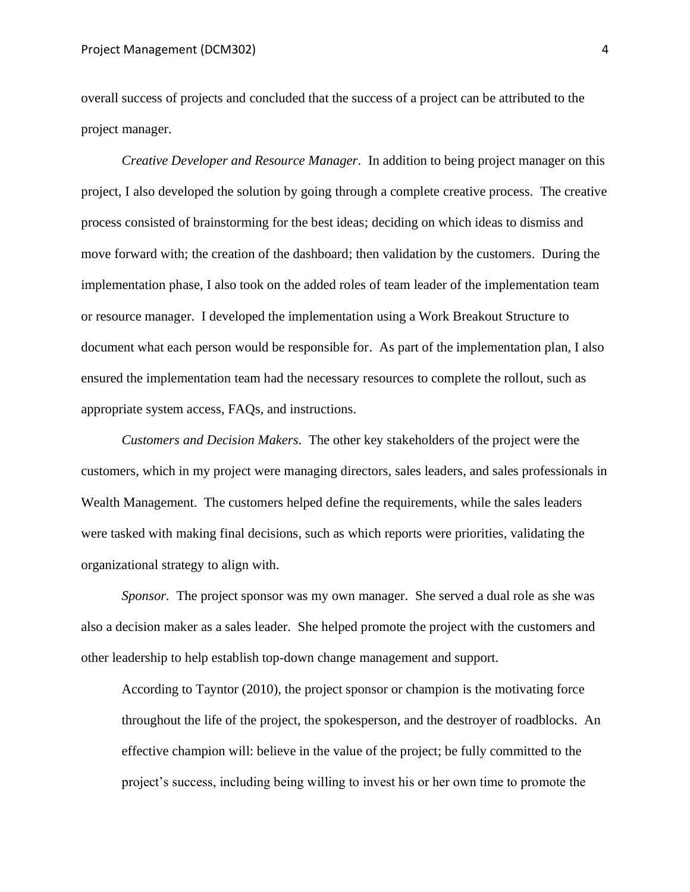overall success of projects and concluded that the success of a project can be attributed to the project manager.

*Creative Developer and Resource Manager*. In addition to being project manager on this project, I also developed the solution by going through a complete creative process. The creative process consisted of brainstorming for the best ideas; deciding on which ideas to dismiss and move forward with; the creation of the dashboard; then validation by the customers. During the implementation phase, I also took on the added roles of team leader of the implementation team or resource manager. I developed the implementation using a Work Breakout Structure to document what each person would be responsible for. As part of the implementation plan, I also ensured the implementation team had the necessary resources to complete the rollout, such as appropriate system access, FAQs, and instructions.

*Customers and Decision Makers.* The other key stakeholders of the project were the customers, which in my project were managing directors, sales leaders, and sales professionals in Wealth Management. The customers helped define the requirements, while the sales leaders were tasked with making final decisions, such as which reports were priorities, validating the organizational strategy to align with.

*Sponsor.* The project sponsor was my own manager. She served a dual role as she was also a decision maker as a sales leader. She helped promote the project with the customers and other leadership to help establish top-down change management and support.

> According to Tayntor (2010), the project sponsor or champion is the motivating force throughout the life of the project, the spokesperson, and the destroyer of roadblocks. An effective champion will: believe in the value of the project; be fully committed to the project's success, including being willing to invest his or her own time to promote the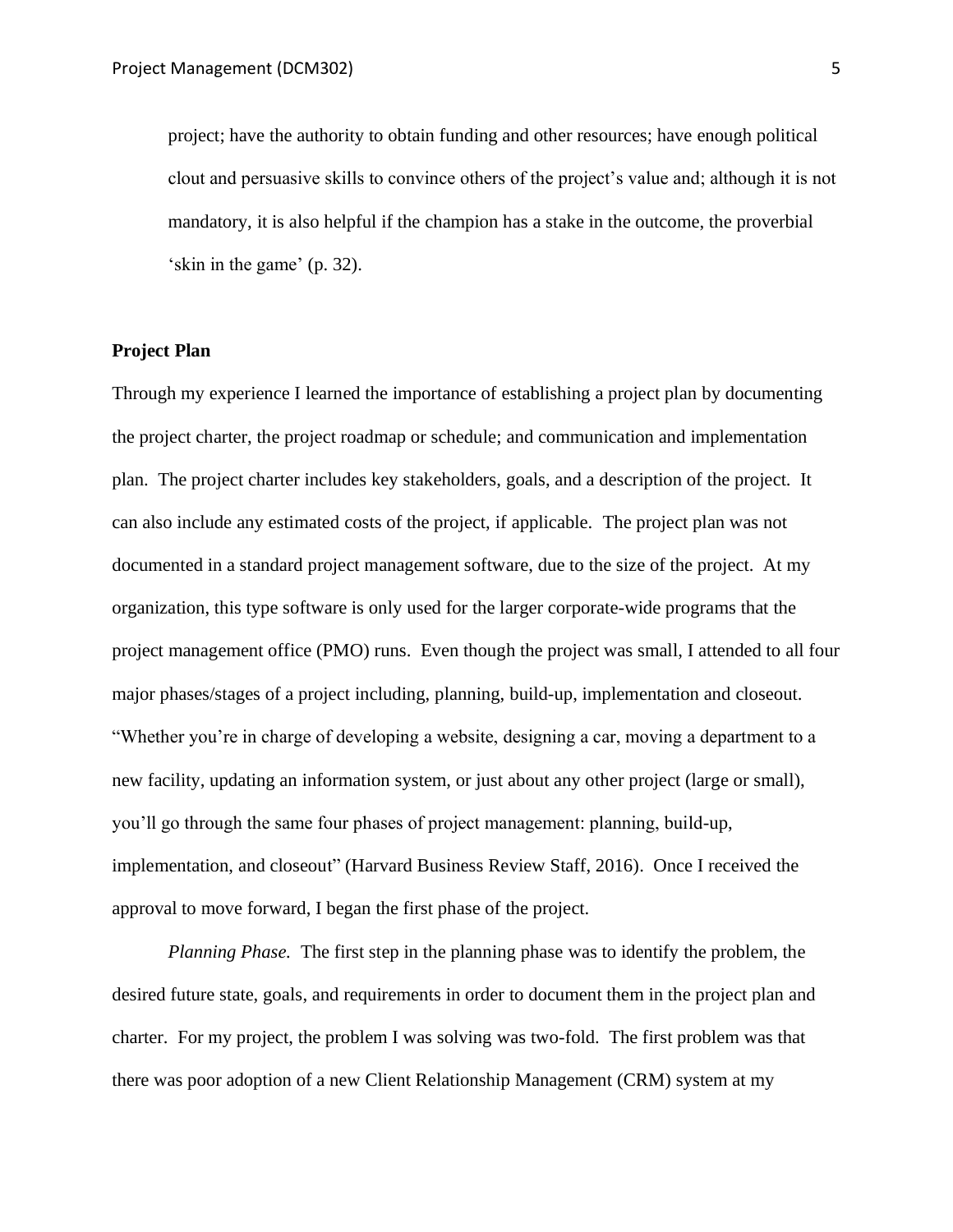> project; have the authority to obtain funding and other resources; have enough political clout and persuasive skills to convince others of the project's value and; although it is not mandatory, it is also helpful if the champion has a stake in the outcome, the proverbial 'skin in the game' (p. 32).

**Project Plan**

Through my experience I learned the importance of establishing a project plan by documenting the project charter, the project roadmap or schedule; and communication and implementation plan. The project charter includes key stakeholders, goals, and a description of the project. It can also include any estimated costs of the project, if applicable. The project plan was not documented in a standard project management software, due to the size of the project. At my organization, this type software is only used for the larger corporate-wide programs that the project management office (PMO) runs. Even though the project was small, I attended to all four major phases/stages of a project including, planning, build-up, implementation and closeout. "Whether you're in charge of developing a website, designing a car, moving a department to a new facility, updating an information system, or just about any other project (large or small), you'll go through the same four phases of project management: planning, build-up, implementation, and closeout" (Harvard Business Review Staff, 2016). Once I received the approval to move forward, I began the first phase of the project.

*Planning Phase.* The first step in the planning phase was to identify the problem, the desired future state, goals, and requirements in order to document them in the project plan and charter. For my project, the problem I was solving was two-fold. The first problem was that there was poor adoption of a new Client Relationship Management (CRM) system at my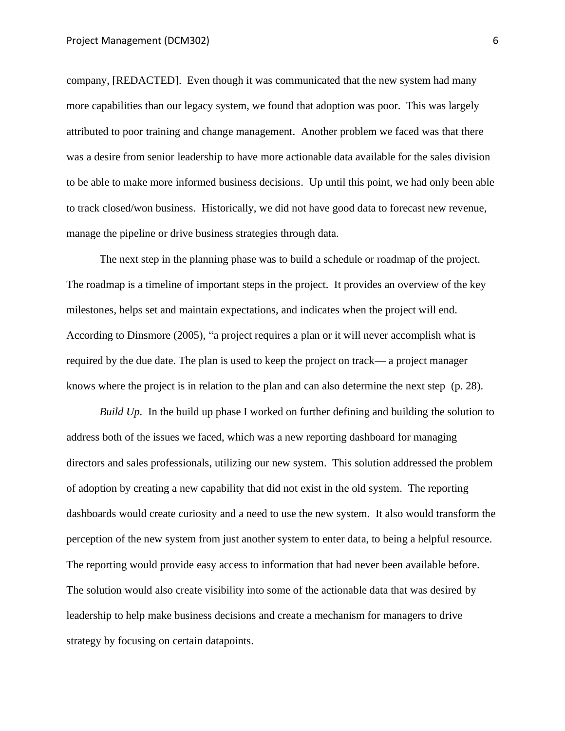company, [REDACTED]. Even though it was communicated that the new system had many more capabilities than our legacy system, we found that adoption was poor. This was largely attributed to poor training and change management. Another problem we faced was that there was a desire from senior leadership to have more actionable data available for the sales division to be able to make more informed business decisions. Up until this point, we had only been able to track closed/won business. Historically, we did not have good data to forecast new revenue, manage the pipeline or drive business strategies through data.

The next step in the planning phase was to build a schedule or roadmap of the project. The roadmap is a timeline of important steps in the project. It provides an overview of the key milestones, helps set and maintain expectations, and indicates when the project will end. According to Dinsmore (2005), "a project requires a plan or it will never accomplish what is required by the due date. The plan is used to keep the project on track— a project manager knows where the project is in relation to the plan and can also determine the next step (p. 28).

*Build Up.* In the build up phase I worked on further defining and building the solution to address both of the issues we faced, which was a new reporting dashboard for managing directors and sales professionals, utilizing our new system. This solution addressed the problem of adoption by creating a new capability that did not exist in the old system. The reporting dashboards would create curiosity and a need to use the new system. It also would transform the perception of the new system from just another system to enter data, to being a helpful resource. The reporting would provide easy access to information that had never been available before. The solution would also create visibility into some of the actionable data that was desired by leadership to help make business decisions and create a mechanism for managers to drive strategy by focusing on certain datapoints.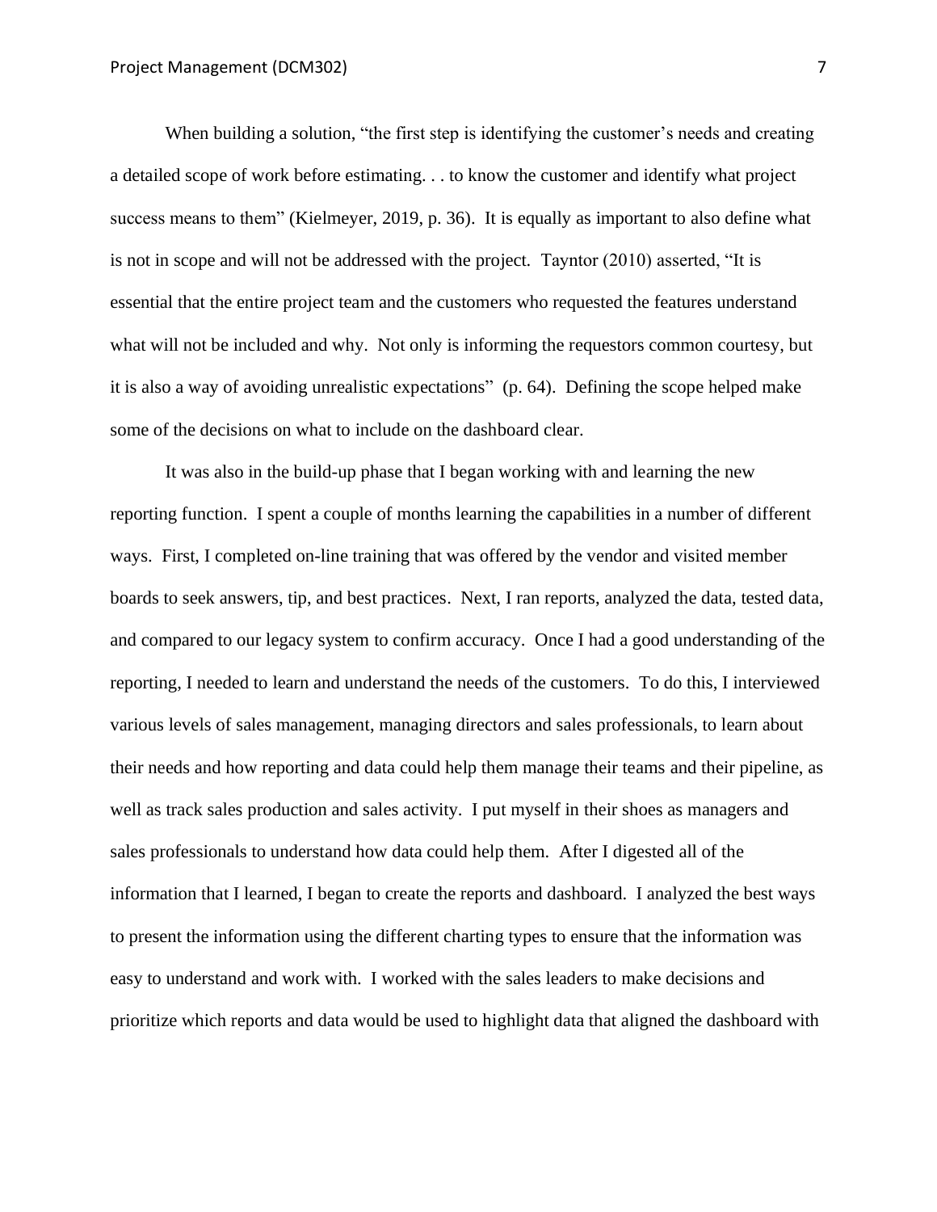When building a solution, "the first step is identifying the customer's needs and creating a detailed scope of work before estimating. . . to know the customer and identify what project success means to them" (Kielmeyer, 2019, p. 36). It is equally as important to also define what is not in scope and will not be addressed with the project. Tayntor (2010) asserted, "It is essential that the entire project team and the customers who requested the features understand what will not be included and why. Not only is informing the requestors common courtesy, but it is also a way of avoiding unrealistic expectations" (p. 64). Defining the scope helped make some of the decisions on what to include on the dashboard clear.

It was also in the build-up phase that I began working with and learning the new reporting function. I spent a couple of months learning the capabilities in a number of different ways. First, I completed on-line training that was offered by the vendor and visited member boards to seek answers, tip, and best practices. Next, I ran reports, analyzed the data, tested data, and compared to our legacy system to confirm accuracy. Once I had a good understanding of the reporting, I needed to learn and understand the needs of the customers. To do this, I interviewed various levels of sales management, managing directors and sales professionals, to learn about their needs and how reporting and data could help them manage their teams and their pipeline, as well as track sales production and sales activity. I put myself in their shoes as managers and sales professionals to understand how data could help them. After I digested all of the information that I learned, I began to create the reports and dashboard. I analyzed the best ways to present the information using the different charting types to ensure that the information was easy to understand and work with. I worked with the sales leaders to make decisions and prioritize which reports and data would be used to highlight data that aligned the dashboard with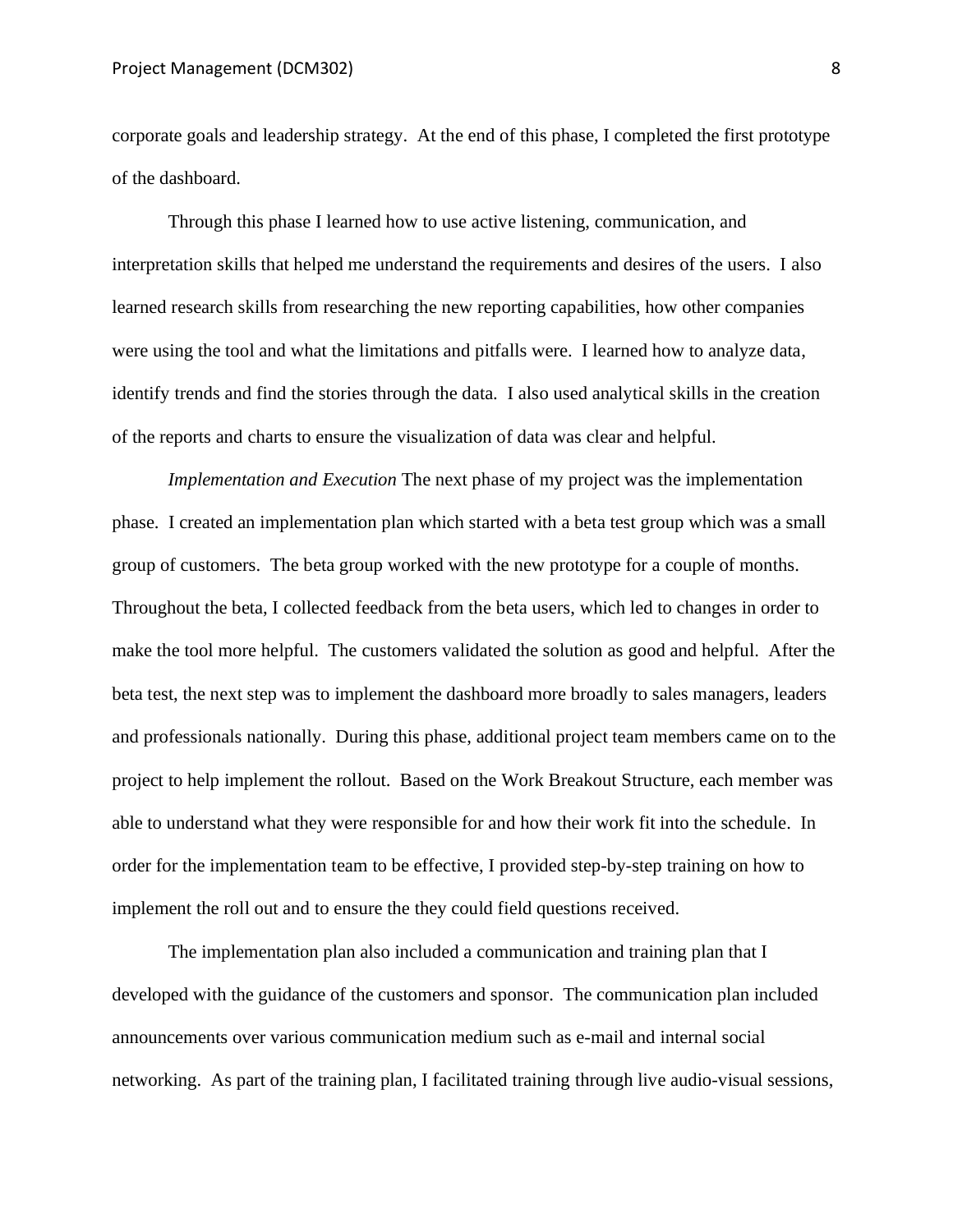corporate goals and leadership strategy. At the end of this phase, I completed the first prototype of the dashboard.

Through this phase I learned how to use active listening, communication, and interpretation skills that helped me understand the requirements and desires of the users. I also learned research skills from researching the new reporting capabilities, how other companies were using the tool and what the limitations and pitfalls were. I learned how to analyze data, identify trends and find the stories through the data. I also used analytical skills in the creation of the reports and charts to ensure the visualization of data was clear and helpful.

*Implementation and Execution* The next phase of my project was the implementation phase. I created an implementation plan which started with a beta test group which was a small group of customers. The beta group worked with the new prototype for a couple of months. Throughout the beta, I collected feedback from the beta users, which led to changes in order to make the tool more helpful. The customers validated the solution as good and helpful. After the beta test, the next step was to implement the dashboard more broadly to sales managers, leaders and professionals nationally. During this phase, additional project team members came on to the project to help implement the rollout. Based on the Work Breakout Structure, each member was able to understand what they were responsible for and how their work fit into the schedule. In order for the implementation team to be effective, I provided step-by-step training on how to implement the roll out and to ensure the they could field questions received.

The implementation plan also included a communication and training plan that I developed with the guidance of the customers and sponsor. The communication plan included announcements over various communication medium such as e-mail and internal social networking. As part of the training plan, I facilitated training through live audio-visual sessions,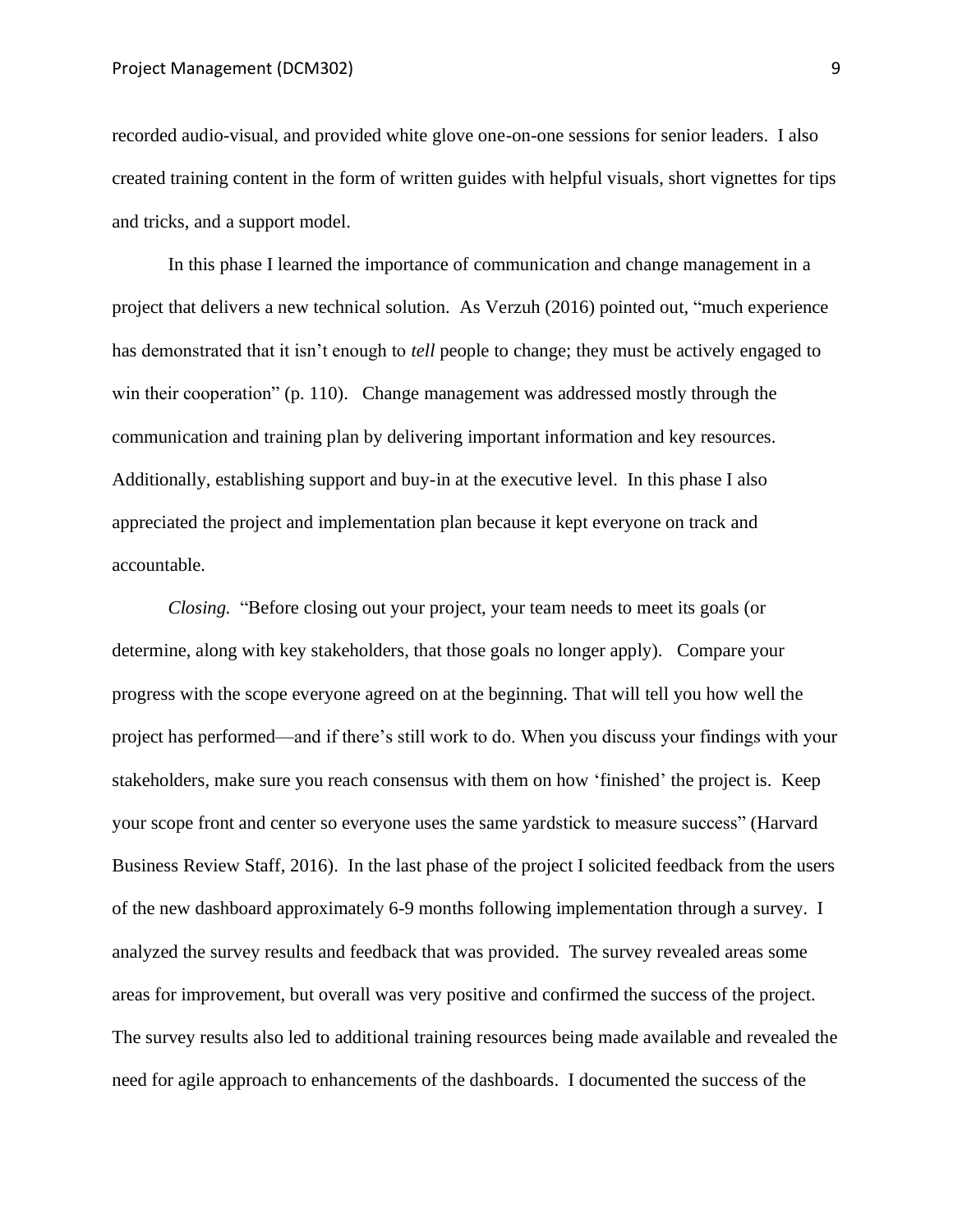recorded audio-visual, and provided white glove one-on-one sessions for senior leaders. I also created training content in the form of written guides with helpful visuals, short vignettes for tips and tricks, and a support model.

In this phase I learned the importance of communication and change management in a project that delivers a new technical solution. As Verzuh (2016) pointed out, "much experience has demonstrated that it isn't enough to *tell* people to change; they must be actively engaged to win their cooperation" (p. 110). Change management was addressed mostly through the communication and training plan by delivering important information and key resources. Additionally, establishing support and buy-in at the executive level. In this phase I also appreciated the project and implementation plan because it kept everyone on track and accountable.

*Closing.* "Before closing out your project, your team needs to meet its goals (or determine, along with key stakeholders, that those goals no longer apply). Compare your progress with the scope everyone agreed on at the beginning. That will tell you how well the project has performed—and if there's still work to do. When you discuss your findings with your stakeholders, make sure you reach consensus with them on how 'finished' the project is. Keep your scope front and center so everyone uses the same yardstick to measure success" (Harvard Business Review Staff, 2016). In the last phase of the project I solicited feedback from the users of the new dashboard approximately 6-9 months following implementation through a survey. I analyzed the survey results and feedback that was provided. The survey revealed areas some areas for improvement, but overall was very positive and confirmed the success of the project. The survey results also led to additional training resources being made available and revealed the need for agile approach to enhancements of the dashboards. I documented the success of the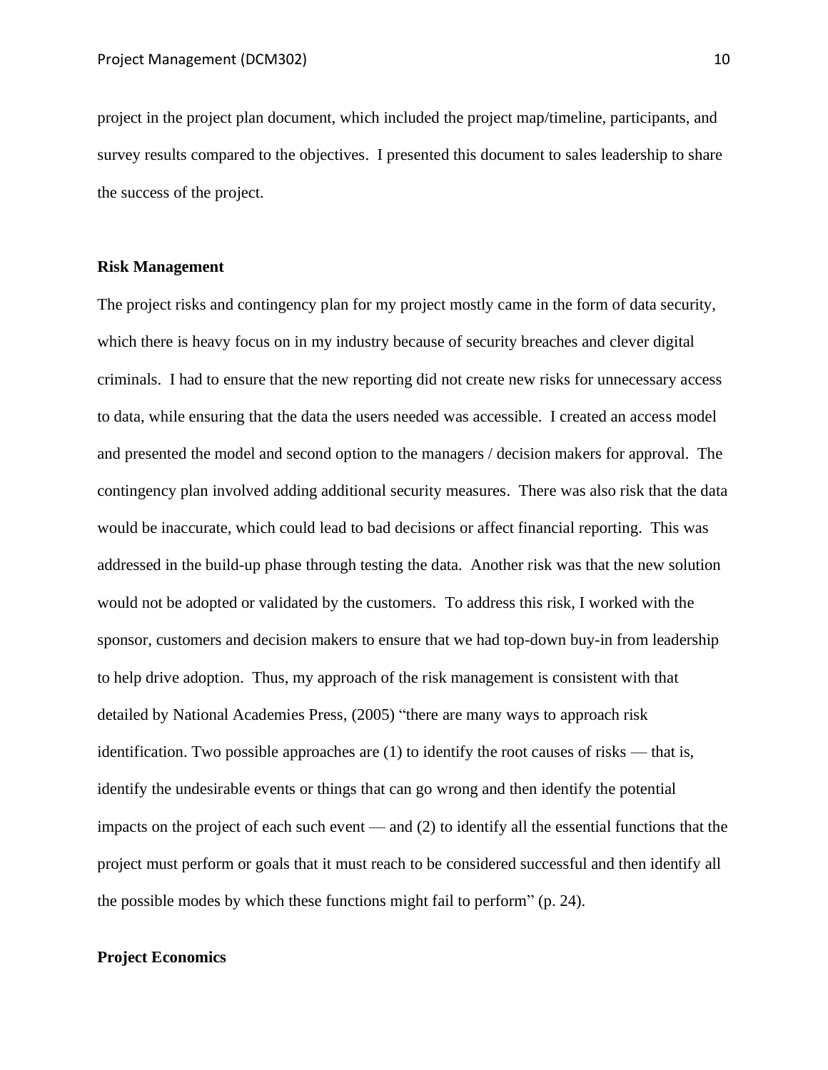project in the project plan document, which included the project map/timeline, participants, and survey results compared to the objectives. I presented this document to sales leadership to share the success of the project.

**Risk Management**

The project risks and contingency plan for my project mostly came in the form of data security, which there is heavy focus on in my industry because of security breaches and clever digital criminals. I had to ensure that the new reporting did not create new risks for unnecessary access to data, while ensuring that the data the users needed was accessible. I created an access model and presented the model and second option to the managers / decision makers for approval. The contingency plan involved adding additional security measures. There was also risk that the data would be inaccurate, which could lead to bad decisions or affect financial reporting. This was addressed in the build-up phase through testing the data. Another risk was that the new solution would not be adopted or validated by the customers. To address this risk, I worked with the sponsor, customers and decision makers to ensure that we had top-down buy-in from leadership to help drive adoption. Thus, my approach of the risk management is consistent with that detailed by National Academies Press, (2005) "there are many ways to approach risk identification. Two possible approaches are (1) to identify the root causes of risks — that is, identify the undesirable events or things that can go wrong and then identify the potential impacts on the project of each such event — and (2) to identify all the essential functions that the project must perform or goals that it must reach to be considered successful and then identify all the possible modes by which these functions might fail to perform" (p. 24).

**Project Economics**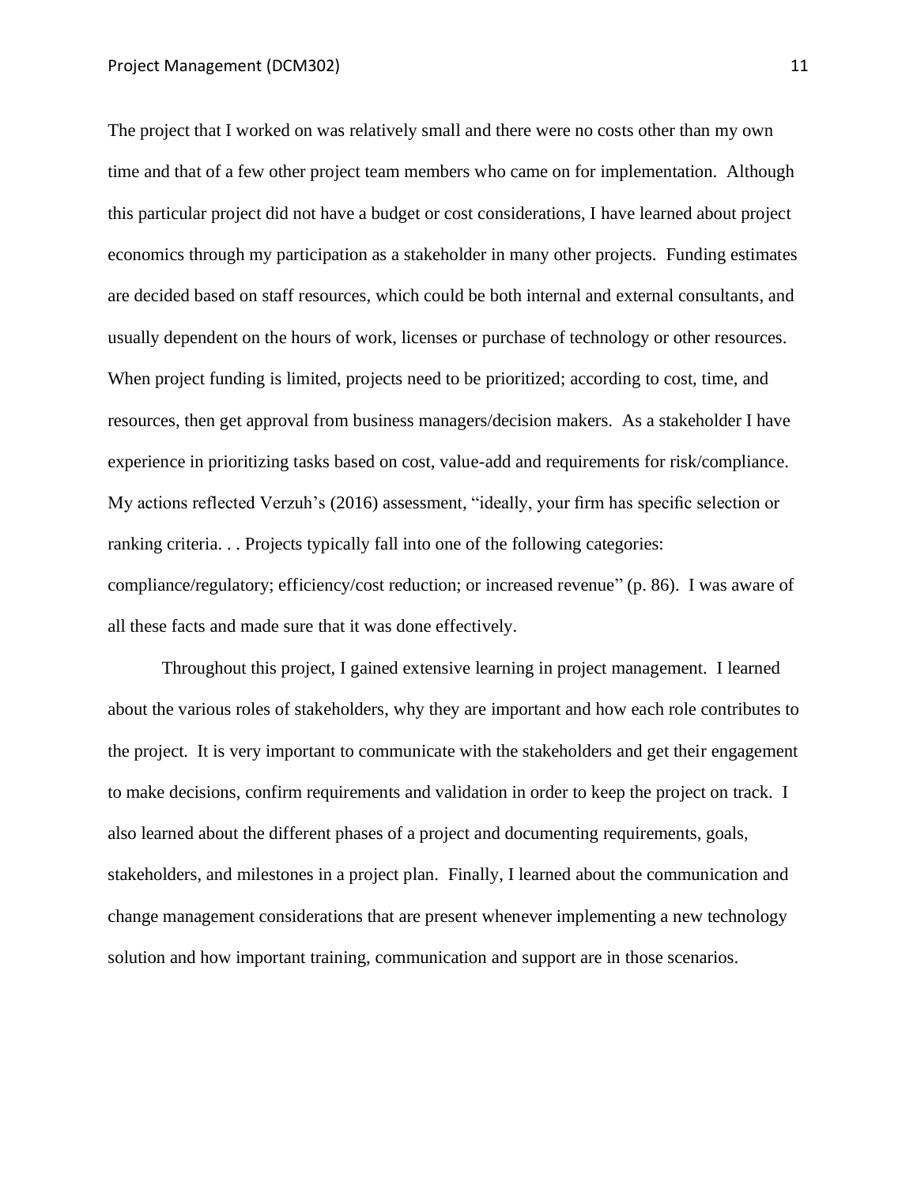The project that I worked on was relatively small and there were no costs other than my own time and that of a few other project team members who came on for implementation. Although this particular project did not have a budget or cost considerations, I have learned about project economics through my participation as a stakeholder in many other projects. Funding estimates are decided based on staff resources, which could be both internal and external consultants, and usually dependent on the hours of work, licenses or purchase of technology or other resources. When project funding is limited, projects need to be prioritized; according to cost, time, and resources, then get approval from business managers/decision makers. As a stakeholder I have experience in prioritizing tasks based on cost, value-add and requirements for risk/compliance. My actions reflected Verzuh's (2016) assessment, "ideally, your firm has specific selection or ranking criteria. . . Projects typically fall into one of the following categories: compliance/regulatory; efficiency/cost reduction; or increased revenue" (p. 86). I was aware of all these facts and made sure that it was done effectively.

Throughout this project, I gained extensive learning in project management. I learned about the various roles of stakeholders, why they are important and how each role contributes to the project. It is very important to communicate with the stakeholders and get their engagement to make decisions, confirm requirements and validation in order to keep the project on track. I also learned about the different phases of a project and documenting requirements, goals, stakeholders, and milestones in a project plan. Finally, I learned about the communication and change management considerations that are present whenever implementing a new technology solution and how important training, communication and support are in those scenarios.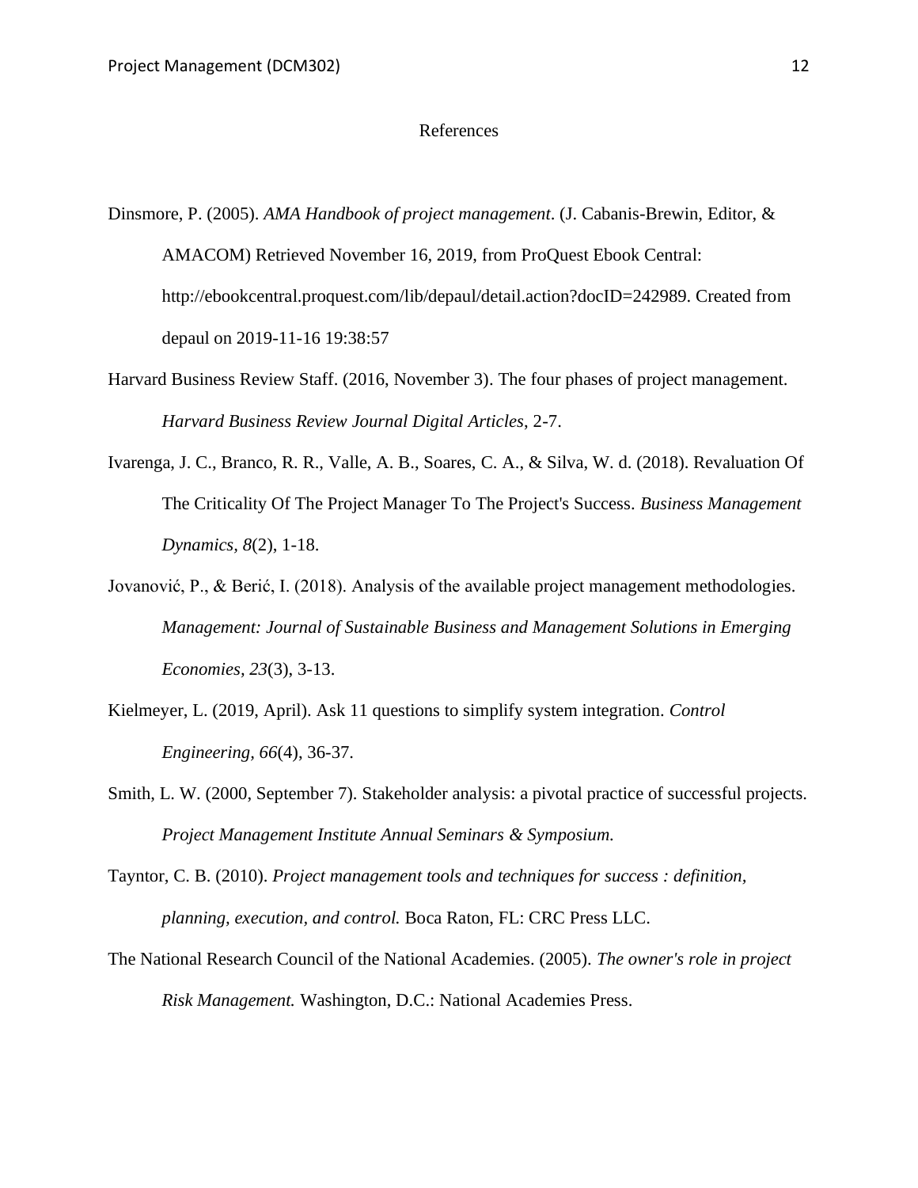# References

Dinsmore, P. (2005). *AMA Handbook of project management*. (J. Cabanis-Brewin, Editor, & AMACOM) Retrieved November 16, 2019, from ProQuest Ebook Central: http://ebookcentral.proquest.com/lib/depaul/detail.action?docID=242989. Created from depaul on 2019-11-16 19:38:57

Harvard Business Review Staff. (2016, November 3). The four phases of project management. *Harvard Business Review Journal Digital Articles*, 2-7.

Ivarenga, J. C., Branco, R. R., Valle, A. B., Soares, C. A., & Silva, W. d. (2018). Revaluation Of The Criticality Of The Project Manager To The Project's Success. *Business Management Dynamics, 8*(2), 1-18.

Jovanović, P., & Berić, I. (2018). Analysis of the available project management methodologies. *Management: Journal of Sustainable Business and Management Solutions in Emerging Economies, 23*(3), 3-13.

Kielmeyer, L. (2019, April). Ask 11 questions to simplify system integration. *Control Engineering, 66*(4), 36-37.

Smith, L. W. (2000, September 7). Stakeholder analysis: a pivotal practice of successful projects. *Project Management Institute Annual Seminars & Symposium.*

Tayntor, C. B. (2010). *Project management tools and techniques for success : definition, planning, execution, and control.* Boca Raton, FL: CRC Press LLC.

The National Research Council of the National Academies. (2005). *The owner's role in project Risk Management.* Washington, D.C.: National Academies Press.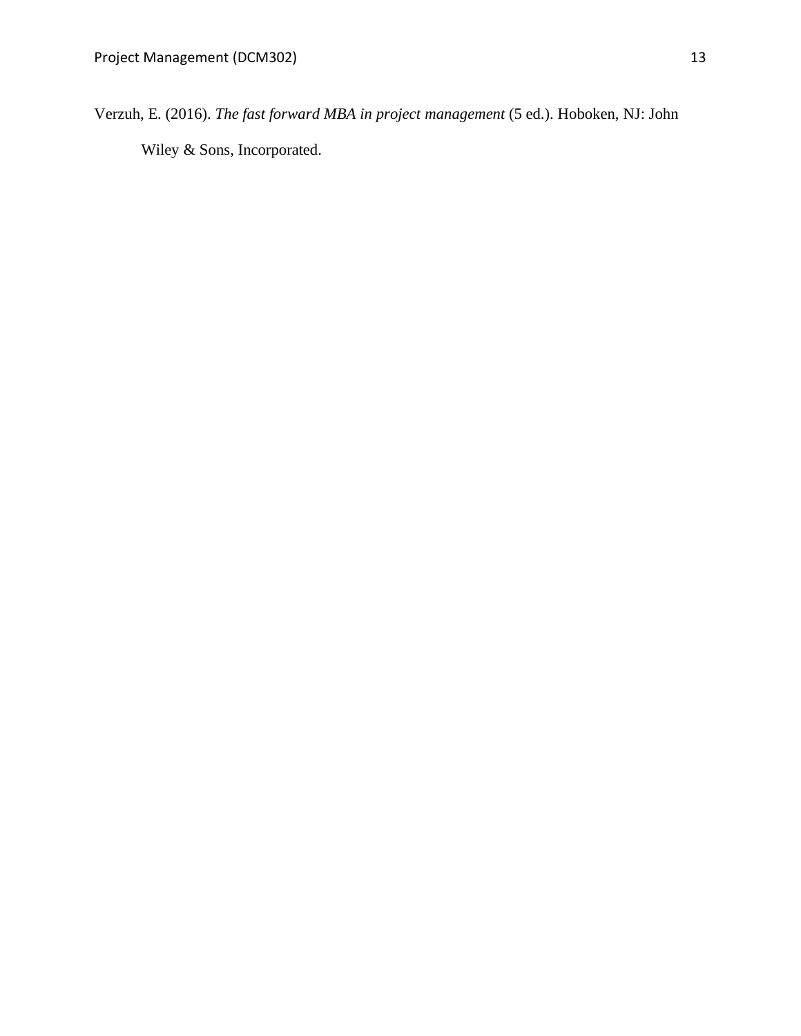Verzuh, E. (2016). *The fast forward MBA in project management* (5 ed.). Hoboken, NJ: John Wiley & Sons, Incorporated.